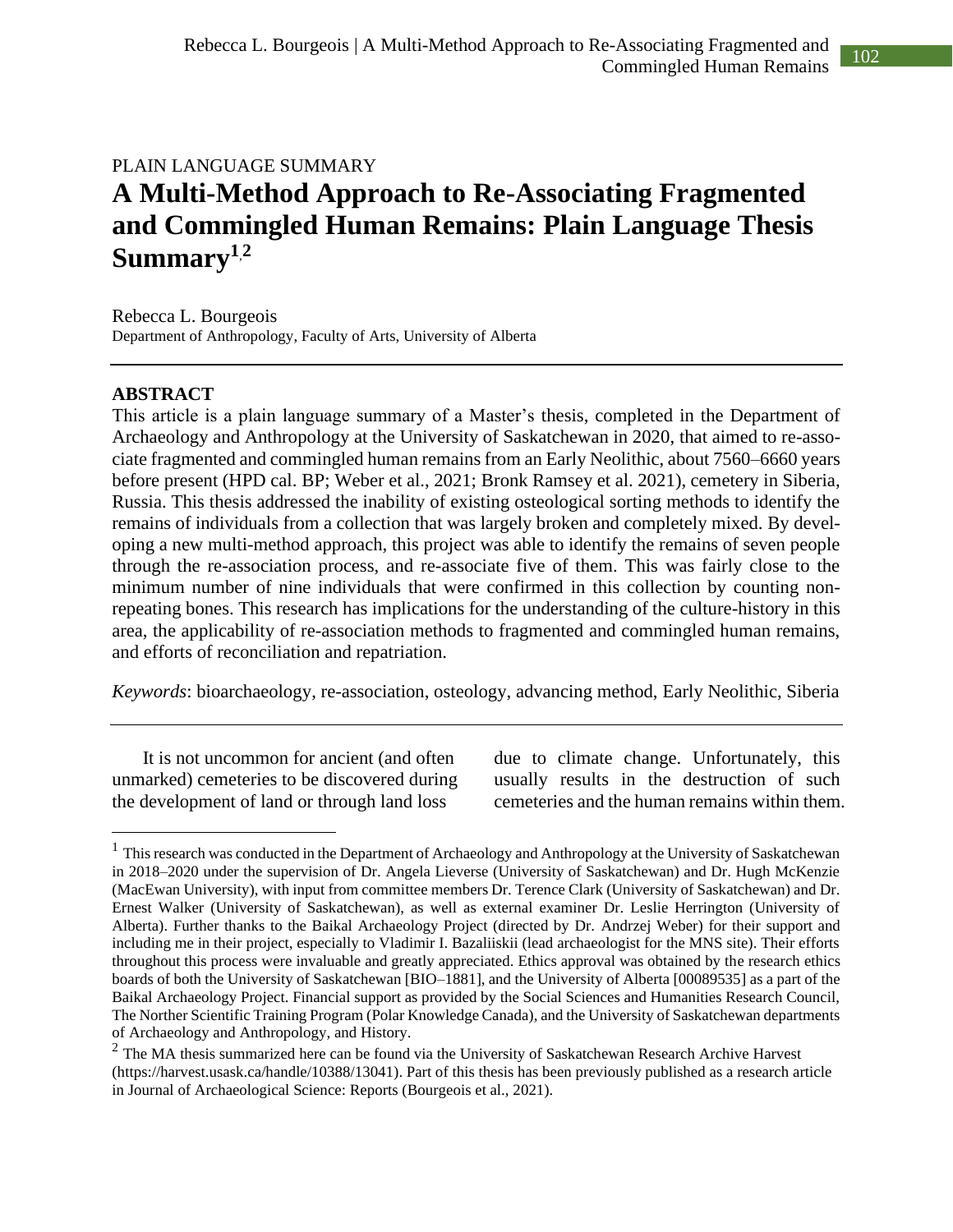PLAIN LANGUAGE SUMMARY

# A Multi-Method Approach to Re-Associating Fragmented and Commingled Human Remains: Plain Language Thesis Summary[1,2]

Rebecca L. Bourgeois
Department of Anthropology, Faculty of Arts, University of Alberta

---

## ABSTRACT

This article is a plain language summary of a Master's thesis, completed in the Department of Archaeology and Anthropology at the University of Saskatchewan in 2020, that aimed to re-associate fragmented and commingled human remains from an Early Neolithic, about 7560–6660 years before present (HPD cal. BP; Weber et al., 2021; Bronk Ramsey et al. 2021), cemetery in Siberia, Russia. This thesis addressed the inability of existing osteological sorting methods to identify the remains of individuals from a collection that was largely broken and completely mixed. By developing a new multi-method approach, this project was able to identify the remains of seven people through the re-association process, and re-associate five of them. This was fairly close to the minimum number of nine individuals that were confirmed in this collection by counting non-repeating bones. This research has implications for the understanding of the culture-history in this area, the applicability of re-association methods to fragmented and commingled human remains, and efforts of reconciliation and repatriation.

*Keywords*: bioarchaeology, re-association, osteology, advancing method, Early Neolithic, Siberia

---

It is not uncommon for ancient (and often unmarked) cemeteries to be discovered during the development of land or through land loss due to climate change. Unfortunately, this usually results in the destruction of such cemeteries and the human remains within them.

[1] This research was conducted in the Department of Archaeology and Anthropology at the University of Saskatchewan in 2018–2020 under the supervision of Dr. Angela Lieverse (University of Saskatchewan) and Dr. Hugh McKenzie (MacEwan University), with input from committee members Dr. Terence Clark (University of Saskatchewan) and Dr. Ernest Walker (University of Saskatchewan), as well as external examiner Dr. Leslie Herrington (University of Alberta). Further thanks to the Baikal Archaeology Project (directed by Dr. Andrzej Weber) for their support and including me in their project, especially to Vladimir I. Bazaliiskii (lead archaeologist for the MNS site). Their efforts throughout this process were invaluable and greatly appreciated. Ethics approval was obtained by the research ethics boards of both the University of Saskatchewan [BIO–1881], and the University of Alberta [00089535] as a part of the Baikal Archaeology Project. Financial support as provided by the Social Sciences and Humanities Research Council, The Norther Scientific Training Program (Polar Knowledge Canada), and the University of Saskatchewan departments of Archaeology and Anthropology, and History.

[2] The MA thesis summarized here can be found via the University of Saskatchewan Research Archive Harvest (https://harvest.usask.ca/handle/10388/13041). Part of this thesis has been previously published as a research article in Journal of Archaeological Science: Reports (Bourgeois et al., 2021).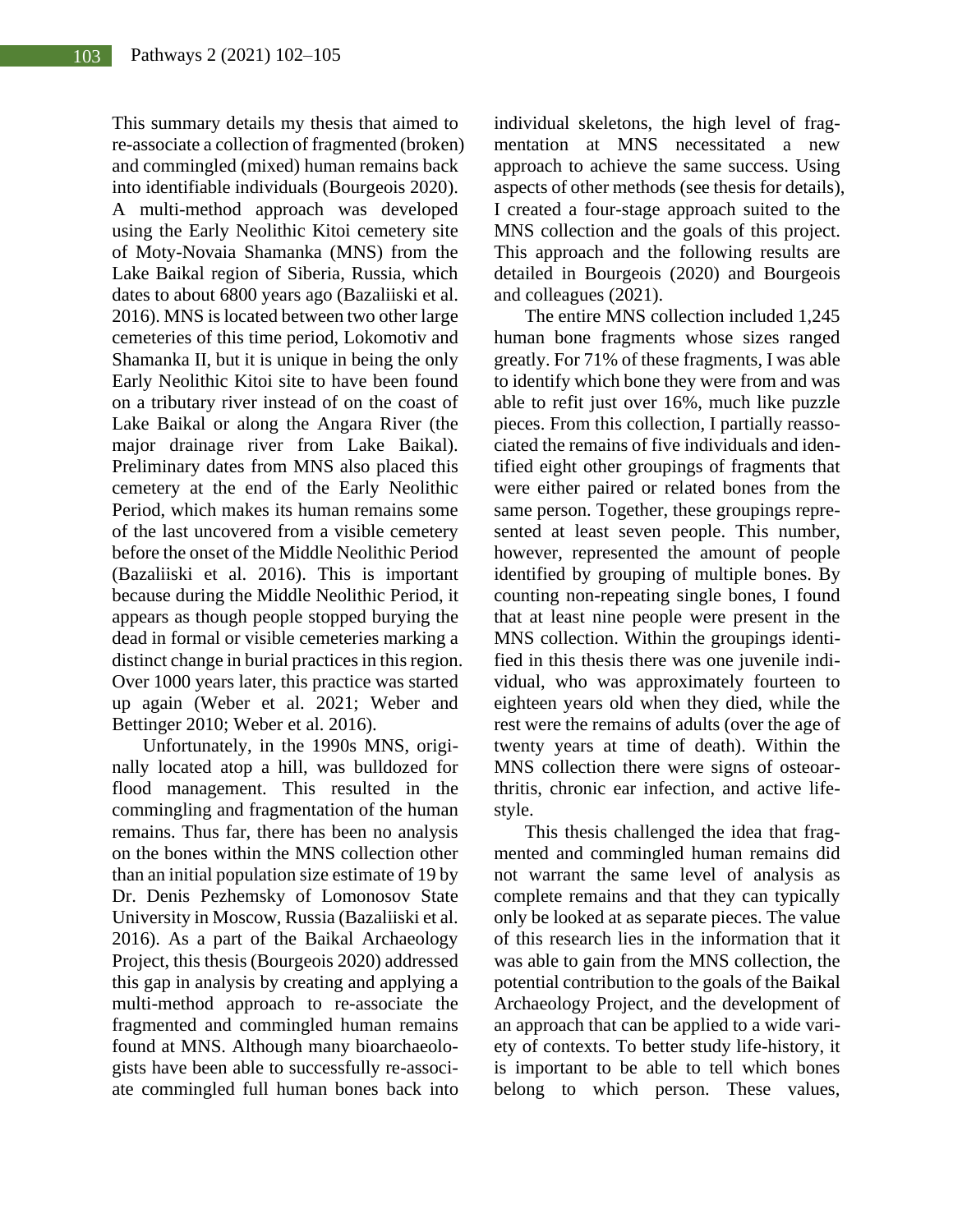This summary details my thesis that aimed to re-associate a collection of fragmented (broken) and commingled (mixed) human remains back into identifiable individuals (Bourgeois 2020). A multi-method approach was developed using the Early Neolithic Kitoi cemetery site of Moty-Novaia Shamanka (MNS) from the Lake Baikal region of Siberia, Russia, which dates to about 6800 years ago (Bazaliiski et al. 2016). MNS is located between two other large cemeteries of this time period, Lokomotiv and Shamanka II, but it is unique in being the only Early Neolithic Kitoi site to have been found on a tributary river instead of on the coast of Lake Baikal or along the Angara River (the major drainage river from Lake Baikal). Preliminary dates from MNS also placed this cemetery at the end of the Early Neolithic Period, which makes its human remains some of the last uncovered from a visible cemetery before the onset of the Middle Neolithic Period (Bazaliiski et al. 2016). This is important because during the Middle Neolithic Period, it appears as though people stopped burying the dead in formal or visible cemeteries marking a distinct change in burial practices in this region. Over 1000 years later, this practice was started up again (Weber et al. 2021; Weber and Bettinger 2010; Weber et al. 2016).

Unfortunately, in the 1990s MNS, originally located atop a hill, was bulldozed for flood management. This resulted in the commingling and fragmentation of the human remains. Thus far, there has been no analysis on the bones within the MNS collection other than an initial population size estimate of 19 by Dr. Denis Pezhemsky of Lomonosov State University in Moscow, Russia (Bazaliiski et al. 2016). As a part of the Baikal Archaeology Project, this thesis (Bourgeois 2020) addressed this gap in analysis by creating and applying a multi-method approach to re-associate the fragmented and commingled human remains found at MNS. Although many bioarchaeologists have been able to successfully re-associate commingled full human bones back into individual skeletons, the high level of fragmentation at MNS necessitated a new approach to achieve the same success. Using aspects of other methods (see thesis for details), I created a four-stage approach suited to the MNS collection and the goals of this project. This approach and the following results are detailed in Bourgeois (2020) and Bourgeois and colleagues (2021).

The entire MNS collection included 1,245 human bone fragments whose sizes ranged greatly. For 71% of these fragments, I was able to identify which bone they were from and was able to refit just over 16%, much like puzzle pieces. From this collection, I partially reassociated the remains of five individuals and identified eight other groupings of fragments that were either paired or related bones from the same person. Together, these groupings represented at least seven people. This number, however, represented the amount of people identified by grouping of multiple bones. By counting non-repeating single bones, I found that at least nine people were present in the MNS collection. Within the groupings identified in this thesis there was one juvenile individual, who was approximately fourteen to eighteen years old when they died, while the rest were the remains of adults (over the age of twenty years at time of death). Within the MNS collection there were signs of osteoarthritis, chronic ear infection, and active lifestyle.

This thesis challenged the idea that fragmented and commingled human remains did not warrant the same level of analysis as complete remains and that they can typically only be looked at as separate pieces. The value of this research lies in the information that it was able to gain from the MNS collection, the potential contribution to the goals of the Baikal Archaeology Project, and the development of an approach that can be applied to a wide variety of contexts. To better study life-history, it is important to be able to tell which bones belong to which person. These values,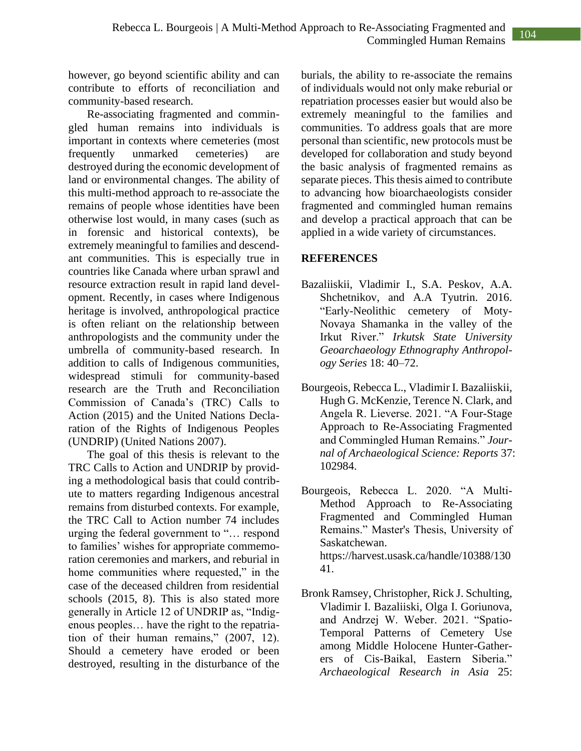however, go beyond scientific ability and can contribute to efforts of reconciliation and community-based research.

Re-associating fragmented and commingled human remains into individuals is important in contexts where cemeteries (most frequently unmarked cemeteries) are destroyed during the economic development of land or environmental changes. The ability of this multi-method approach to re-associate the remains of people whose identities have been otherwise lost would, in many cases (such as in forensic and historical contexts), be extremely meaningful to families and descendant communities. This is especially true in countries like Canada where urban sprawl and resource extraction result in rapid land development. Recently, in cases where Indigenous heritage is involved, anthropological practice is often reliant on the relationship between anthropologists and the community under the umbrella of community-based research. In addition to calls of Indigenous communities, widespread stimuli for community-based research are the Truth and Reconciliation Commission of Canada's (TRC) Calls to Action (2015) and the United Nations Declaration of the Rights of Indigenous Peoples (UNDRIP) (United Nations 2007).

The goal of this thesis is relevant to the TRC Calls to Action and UNDRIP by providing a methodological basis that could contribute to matters regarding Indigenous ancestral remains from disturbed contexts. For example, the TRC Call to Action number 74 includes urging the federal government to "… respond to families' wishes for appropriate commemoration ceremonies and markers, and reburial in home communities where requested," in the case of the deceased children from residential schools (2015, 8). This is also stated more generally in Article 12 of UNDRIP as, "Indigenous peoples… have the right to the repatriation of their human remains," (2007, 12). Should a cemetery have eroded or been destroyed, resulting in the disturbance of the burials, the ability to re-associate the remains of individuals would not only make reburial or repatriation processes easier but would also be extremely meaningful to the families and communities. To address goals that are more personal than scientific, new protocols must be developed for collaboration and study beyond the basic analysis of fragmented remains as separate pieces. This thesis aimed to contribute to advancing how bioarchaeologists consider fragmented and commingled human remains and develop a practical approach that can be applied in a wide variety of circumstances.

## REFERENCES

Bazaliiskii, Vladimir I., S.A. Peskov, A.A. Shchetnikov, and A.A Tyutrin. 2016. "Early-Neolithic cemetery of Moty-Novaya Shamanka in the valley of the Irkut River." *Irkutsk State University Geoarchaeology Ethnography Anthropology Series* 18: 40–72.

Bourgeois, Rebecca L., Vladimir I. Bazaliiskii, Hugh G. McKenzie, Terence N. Clark, and Angela R. Lieverse. 2021. "A Four-Stage Approach to Re-Associating Fragmented and Commingled Human Remains." *Journal of Archaeological Science: Reports* 37: 102984.

Bourgeois, Rebecca L. 2020. "A Multi-Method Approach to Re-Associating Fragmented and Commingled Human Remains." Master's Thesis, University of Saskatchewan. https://harvest.usask.ca/handle/10388/13041.

Bronk Ramsey, Christopher, Rick J. Schulting, Vladimir I. Bazaliiski, Olga I. Goriunova, and Andrzej W. Weber. 2021. "Spatio-Temporal Patterns of Cemetery Use among Middle Holocene Hunter-Gatherers of Cis-Baikal, Eastern Siberia." *Archaeological Research in Asia* 25: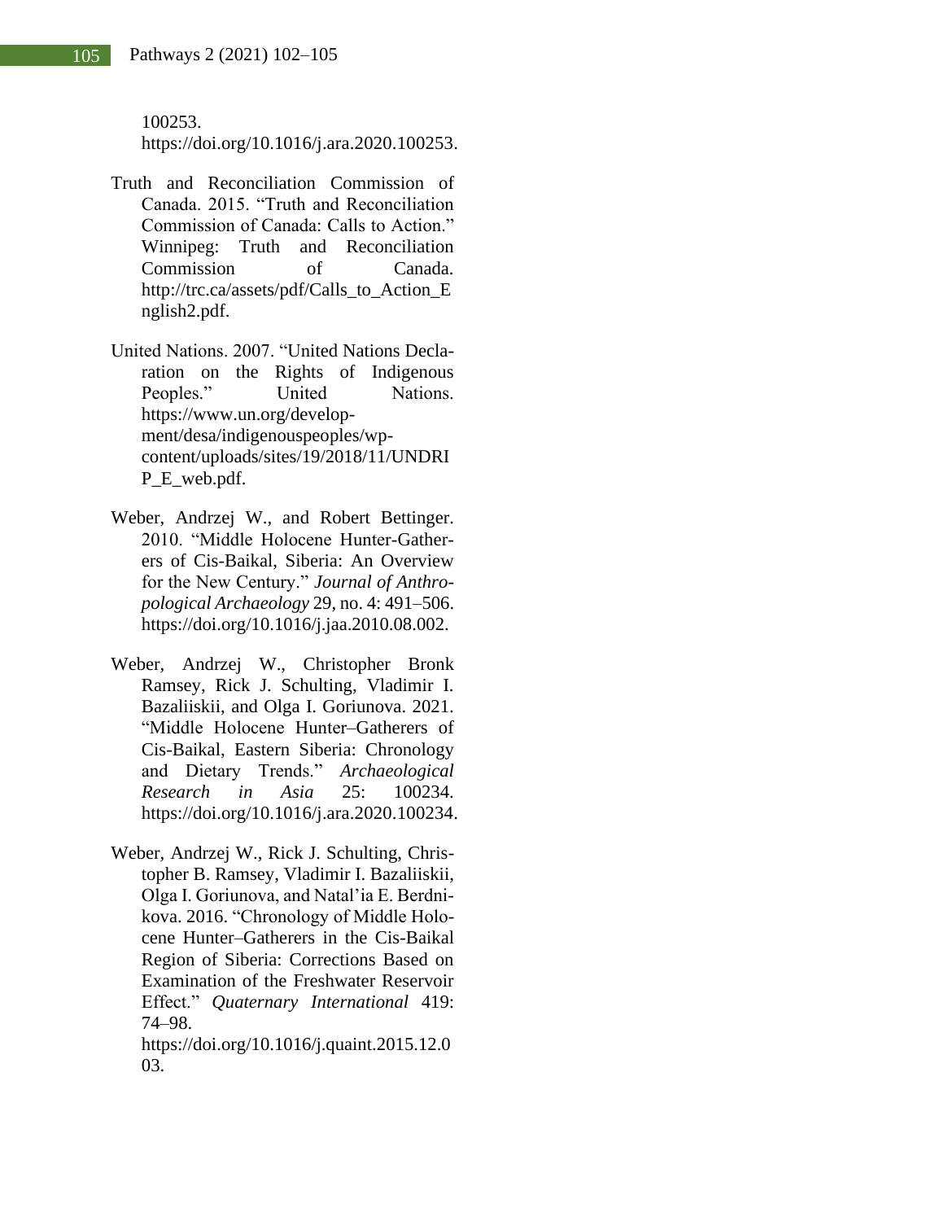100253. https://doi.org/10.1016/j.ara.2020.100253.

Truth and Reconciliation Commission of Canada. 2015. "Truth and Reconciliation Commission of Canada: Calls to Action." Winnipeg: Truth and Reconciliation Commission of Canada. http://trc.ca/assets/pdf/Calls_to_Action_English2.pdf.

United Nations. 2007. "United Nations Declaration on the Rights of Indigenous Peoples." United Nations. https://www.un.org/development/desa/indigenouspeoples/wp-content/uploads/sites/19/2018/11/UNDRIP_E_web.pdf.

Weber, Andrzej W., and Robert Bettinger. 2010. "Middle Holocene Hunter-Gatherers of Cis-Baikal, Siberia: An Overview for the New Century." *Journal of Anthropological Archaeology* 29, no. 4: 491–506. https://doi.org/10.1016/j.jaa.2010.08.002.

Weber, Andrzej W., Christopher Bronk Ramsey, Rick J. Schulting, Vladimir I. Bazaliiskii, and Olga I. Goriunova. 2021. "Middle Holocene Hunter–Gatherers of Cis-Baikal, Eastern Siberia: Chronology and Dietary Trends." *Archaeological Research in Asia* 25: 100234. https://doi.org/10.1016/j.ara.2020.100234.

Weber, Andrzej W., Rick J. Schulting, Christopher B. Ramsey, Vladimir I. Bazaliiskii, Olga I. Goriunova, and Natal'ia E. Berdnikova. 2016. "Chronology of Middle Holocene Hunter–Gatherers in the Cis-Baikal Region of Siberia: Corrections Based on Examination of the Freshwater Reservoir Effect." *Quaternary International* 419: 74–98. https://doi.org/10.1016/j.quaint.2015.12.003.